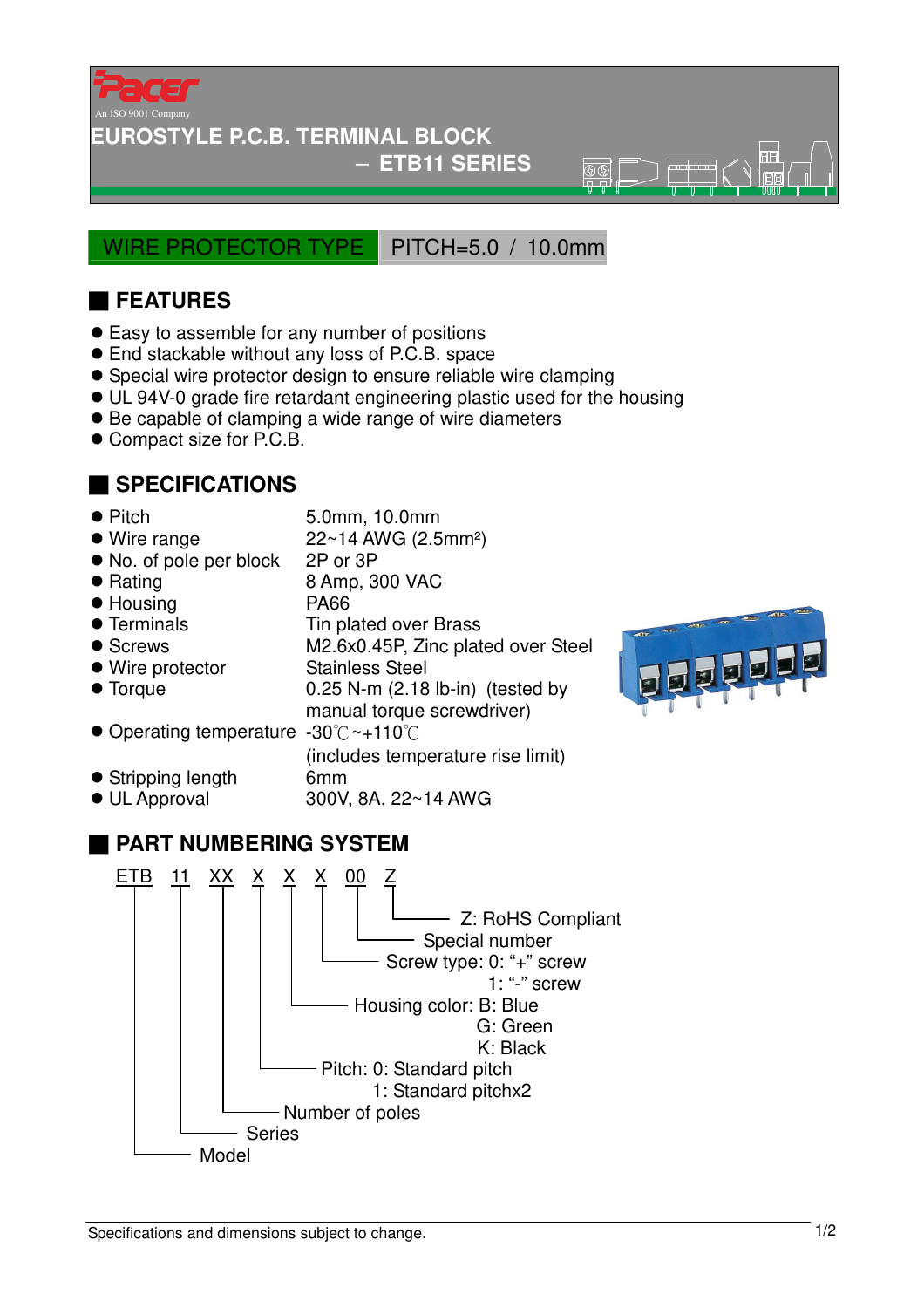Pacer

An ISO 9001 Company

# EUROSTYLE P.C.B. TERMINAL BLOCK

## – ETB11 SERIES

**WIRE PROTECTOR TYPE** | PITCH=5.0 / 10.0mm

## FEATURES

- Easy to assemble for any number of positions
- End stackable without any loss of P.C.B. space
- Special wire protector design to ensure reliable wire clamping
- UL 94V-0 grade fire retardant engineering plastic used for the housing
- Be capable of clamping a wide range of wire diameters
- Compact size for P.C.B.

## SPECIFICATIONS

| | |
|---|---|
| Pitch | 5.0mm, 10.0mm |
| Wire range | 22~14 AWG (2.5mm²) |
| No. of pole per block | 2P or 3P |
| Rating | 8 Amp, 300 VAC |
| Housing | PA66 |
| Terminals | Tin plated over Brass |
| Screws | M2.6x0.45P, Zinc plated over Steel |
| Wire protector | Stainless Steel |
| Torque | 0.25 N-m (2.18 lb-in) (tested by manual torque screwdriver) |
| Operating temperature | -30℃~+110℃ (includes temperature rise limit) |
| Stripping length | 6mm |
| UL Approval | 300V, 8A, 22~14 AWG |

## PART NUMBERING SYSTEM

ETB 11 XX X X X 00 Z

- Z: RoHS Compliant
- 00: Special number
- X: Screw type: 0: "+" screw; 1: "-" screw
- X: Housing color: B: Blue; G: Green; K: Black
- X: Pitch: 0: Standard pitch; 1: Standard pitchx2
- XX: Number of poles
- 11: Series
- ETB: Model

Specifications and dimensions subject to change.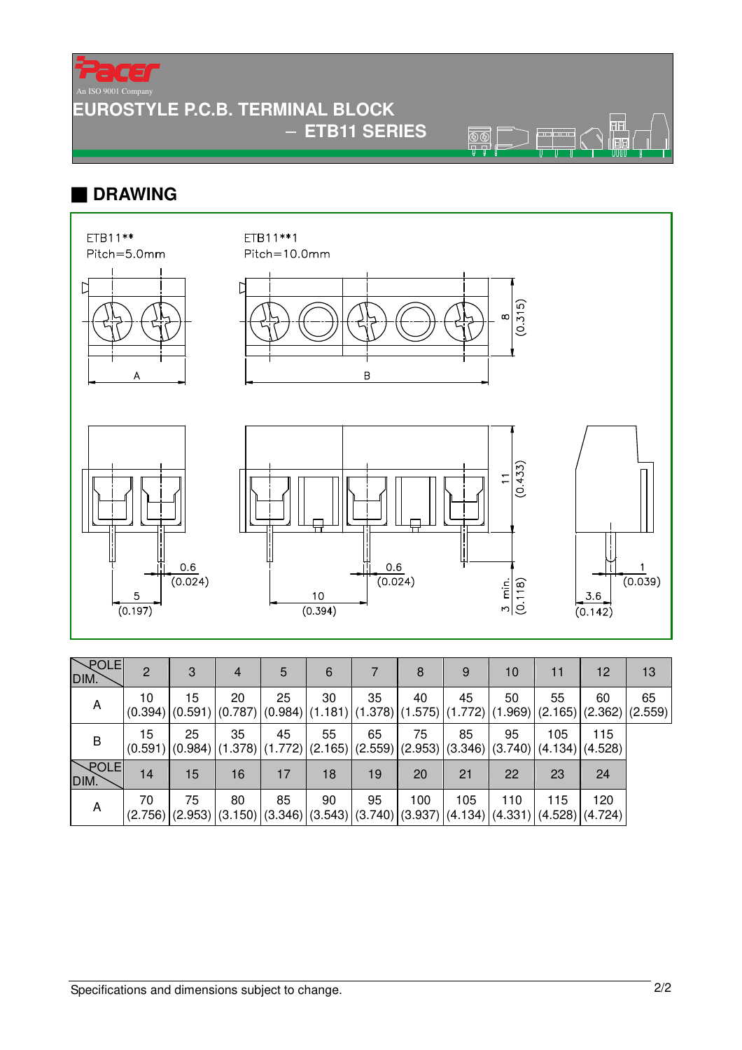# EUROSTYLE P.C.B. TERMINAL BLOCK

## – ETB11 SERIES

## DRAWING

ETB11**
Pitch=5.0mm

ETB11**1
Pitch=10.0mm

A

B

8
(0.315)

11
(0.433)

0.6
(0.024)

5
(0.197)

0.6
(0.024)

10
(0.394)

3 min.
(0.118)

1
(0.039)

3.6
(0.142)

| POLE / DIM. | 2 | 3 | 4 | 5 | 6 | 7 | 8 | 9 | 10 | 11 | 12 | 13 |
|---|---|---|---|---|---|---|---|---|---|---|---|---|
| A | 10 (0.394) | 15 (0.591) | 20 (0.787) | 25 (0.984) | 30 (1.181) | 35 (1.378) | 40 (1.575) | 45 (1.772) | 50 (1.969) | 55 (2.165) | 60 (2.362) | 65 (2.559) |
| B | 15 (0.591) | 25 (0.984) | 35 (1.378) | 45 (1.772) | 55 (2.165) | 65 (2.559) | 75 (2.953) | 85 (3.346) | 95 (3.740) | 105 (4.134) | 115 (4.528) | |
| POLE / DIM. | 14 | 15 | 16 | 17 | 18 | 19 | 20 | 21 | 22 | 23 | 24 | |
| A | 70 (2.756) | 75 (2.953) | 80 (3.150) | 85 (3.346) | 90 (3.543) | 95 (3.740) | 100 (3.937) | 105 (4.134) | 110 (4.331) | 115 (4.528) | 120 (4.724) | |

Specifications and dimensions subject to change.